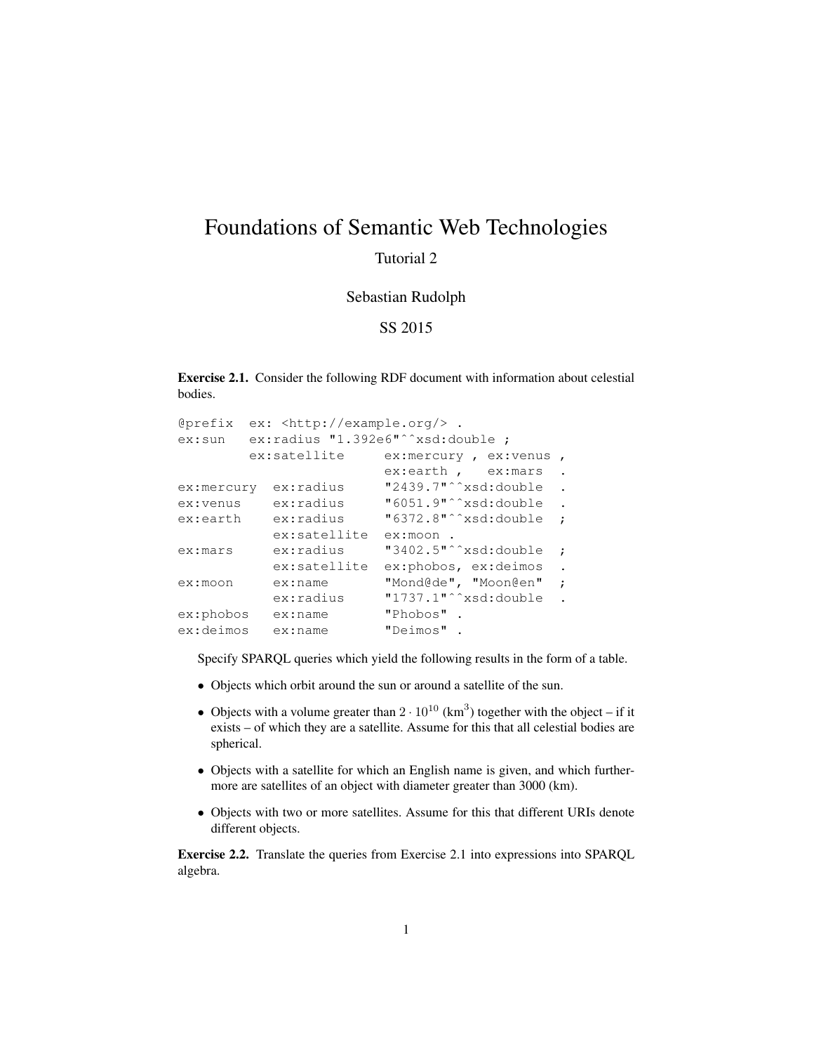# Foundations of Semantic Web Technologies

Tutorial 2

Sebastian Rudolph

SS 2015

**Exercise 2.1.** Consider the following RDF document with information about celestial bodies.

```
@prefix  ex: <http://example.org/> .
ex:sun   ex:radius "1.392e6"^^xsd:double ;
         ex:satellite     ex:mercury , ex:venus ,
                          ex:earth ,   ex:mars  .
ex:mercury  ex:radius     "2439.7"^^xsd:double  .
ex:venus    ex:radius     "6051.9"^^xsd:double  .
ex:earth    ex:radius     "6372.8"^^xsd:double  ;
            ex:satellite  ex:moon .
ex:mars     ex:radius     "3402.5"^^xsd:double  ;
            ex:satellite  ex:phobos, ex:deimos  .
ex:moon     ex:name       "Mond@de", "Moon@en"  ;
            ex:radius     "1737.1"^^xsd:double  .
ex:phobos   ex:name       "Phobos" .
ex:deimos   ex:name       "Deimos" .
```

Specify SPARQL queries which yield the following results in the form of a table.

- Objects which orbit around the sun or around a satellite of the sun.
- Objects with a volume greater than $2 \cdot 10^{10}$ (km$^3$) together with the object – if it exists – of which they are a satellite. Assume for this that all celestial bodies are spherical.
- Objects with a satellite for which an English name is given, and which furthermore are satellites of an object with diameter greater than 3000 (km).
- Objects with two or more satellites. Assume for this that different URIs denote different objects.

**Exercise 2.2.** Translate the queries from Exercise 2.1 into expressions into SPARQL algebra.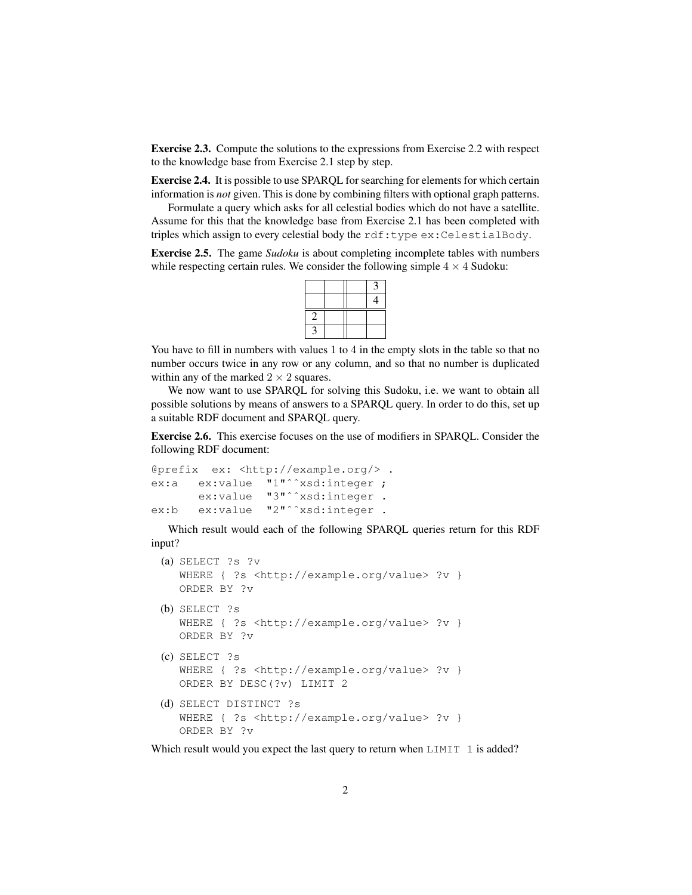**Exercise 2.3.** Compute the solutions to the expressions from Exercise 2.2 with respect to the knowledge base from Exercise 2.1 step by step.

**Exercise 2.4.** It is possible to use SPARQL for searching for elements for which certain information is *not* given. This is done by combining filters with optional graph patterns.

Formulate a query which asks for all celestial bodies which do not have a satellite. Assume for this that the knowledge base from Exercise 2.1 has been completed with triples which assign to every celestial body the `rdf:type` `ex:CelestialBody`.

**Exercise 2.5.** The game *Sudoku* is about completing incomplete tables with numbers while respecting certain rules. We consider the following simple $4 \times 4$ Sudoku:

| | | | |
|---|---|---|---|
| | | | 3 |
| | | | 4 |
| 2 | | | |
| 3 | | | |

You have to fill in numbers with values 1 to 4 in the empty slots in the table so that no number occurs twice in any row or any column, and so that no number is duplicated within any of the marked $2 \times 2$ squares.

We now want to use SPARQL for solving this Sudoku, i.e. we want to obtain all possible solutions by means of answers to a SPARQL query. In order to do this, set up a suitable RDF document and SPARQL query.

**Exercise 2.6.** This exercise focuses on the use of modifiers in SPARQL. Consider the following RDF document:

```
@prefix  ex: <http://example.org/> .
ex:a   ex:value  "1"^^xsd:integer ;
       ex:value  "3"^^xsd:integer .
ex:b   ex:value  "2"^^xsd:integer .
```

Which result would each of the following SPARQL queries return for this RDF input?

(a)
```
SELECT ?s ?v
WHERE { ?s <http://example.org/value> ?v }
ORDER BY ?v
```

(b)
```
SELECT ?s
WHERE { ?s <http://example.org/value> ?v }
ORDER BY ?v
```

(c)
```
SELECT ?s
WHERE { ?s <http://example.org/value> ?v }
ORDER BY DESC(?v) LIMIT 2
```

(d)
```
SELECT DISTINCT ?s
WHERE { ?s <http://example.org/value> ?v }
ORDER BY ?v
```

Which result would you expect the last query to return when `LIMIT 1` is added?